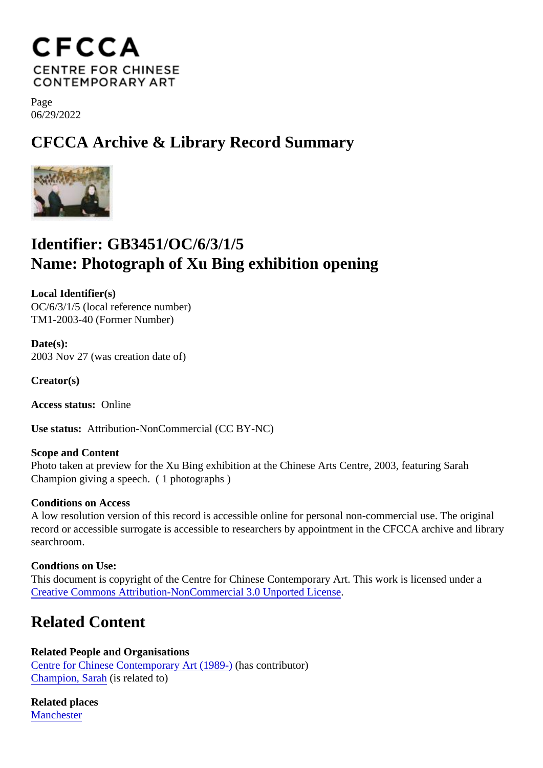Page
06/29/2022

# CFCCA Archive & Library Record Summary

## Identifier: GB3451/OC/6/3/1/5
## Name: Photograph of Xu Bing exhibition opening

**Local Identifier(s)**
OC/6/3/1/5 (local reference number)
TM1-2003-40 (Former Number)

**Date(s):**
2003 Nov 27 (was creation date of)

**Creator(s)**

**Access status:** Online

**Use status:** Attribution-NonCommercial (CC BY-NC)

**Scope and Content**
Photo taken at preview for the Xu Bing exhibition at the Chinese Arts Centre, 2003, featuring Sarah Champion giving a speech. ( 1 photographs )

**Conditions on Access**
A low resolution version of this record is accessible online for personal non-commercial use. The original record or accessible surrogate is accessible to researchers by appointment in the CFCCA archive and library searchroom.

**Condtions on Use:**
This document is copyright of the Centre for Chinese Contemporary Art. This work is licensed under a Creative Commons Attribution-NonCommercial 3.0 Unported License.

## Related Content

**Related People and Organisations**
Centre for Chinese Contemporary Art (1989-) (has contributor)
Champion, Sarah (is related to)

**Related places**
Manchester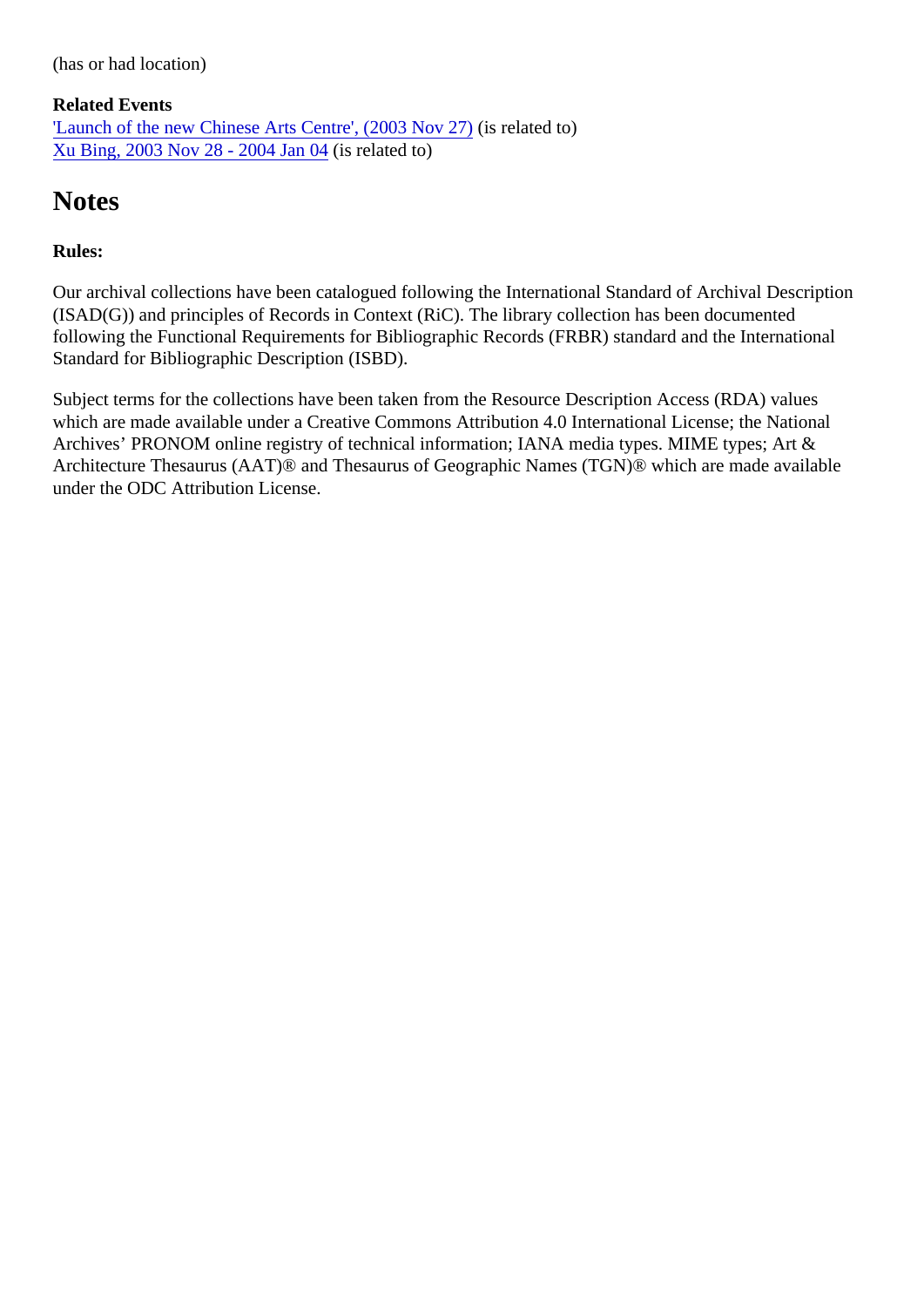(has or had location)

**Related Events**
'Launch of the new Chinese Arts Centre', (2003 Nov 27) (is related to)
Xu Bing, 2003 Nov 28 - 2004 Jan 04 (is related to)

# Notes

**Rules:**

Our archival collections have been catalogued following the International Standard of Archival Description (ISAD(G)) and principles of Records in Context (RiC). The library collection has been documented following the Functional Requirements for Bibliographic Records (FRBR) standard and the International Standard for Bibliographic Description (ISBD).

Subject terms for the collections have been taken from the Resource Description Access (RDA) values which are made available under a Creative Commons Attribution 4.0 International License; the National Archives' PRONOM online registry of technical information; IANA media types. MIME types; Art & Architecture Thesaurus (AAT)® and Thesaurus of Geographic Names (TGN)® which are made available under the ODC Attribution License.